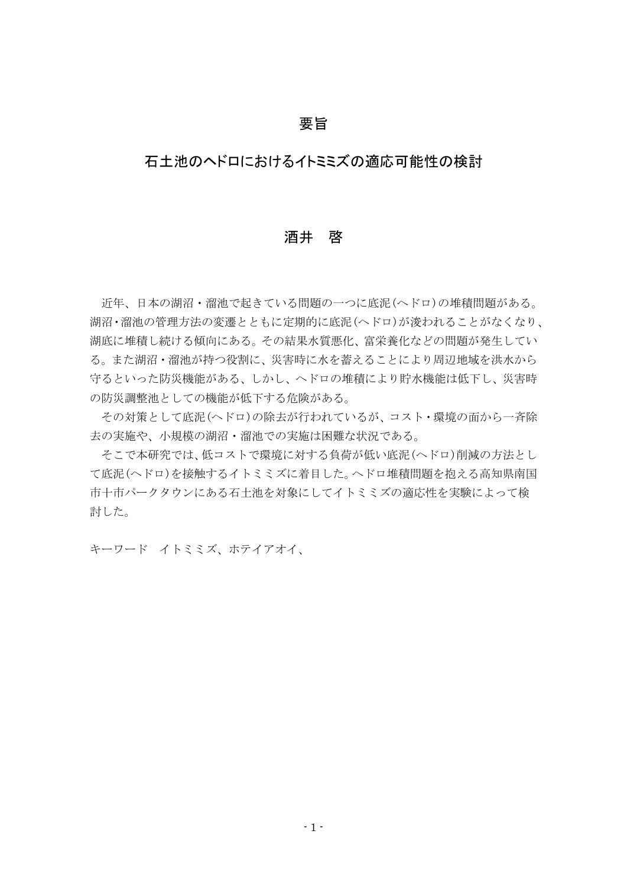# 要旨

## 石土池のヘドロにおけるイトミミズの適応可能性の検討

### 酒井　啓

近年、日本の湖沼・溜池で起きている問題の一つに底泥(ヘドロ)の堆積問題がある。湖沼・溜池の管理方法の変遷とともに定期的に底泥(ヘドロ)が浚われることがなくなり、湖底に堆積し続ける傾向にある。その結果水質悪化、富栄養化などの問題が発生している。また湖沼・溜池が持つ役割に、災害時に水を蓄えることにより周辺地域を洪水から守るといった防災機能がある、しかし、ヘドロの堆積により貯水機能は低下し、災害時の防災調整池としての機能が低下する危険がある。

その対策として底泥(ヘドロ)の除去が行われているが、コスト・環境の面から一斉除去の実施や、小規模の湖沼・溜池での実施は困難な状況である。

そこで本研究では、低コストで環境に対する負荷が低い底泥(ヘドロ)削減の方法として底泥(ヘドロ)を接触するイトミミズに着目した。ヘドロ堆積問題を抱える高知県南国市十市パークタウンにある石土池を対象にしてイトミミズの適応性を実験によって検討した。

キーワード　イトミミズ、ホテイアオイ、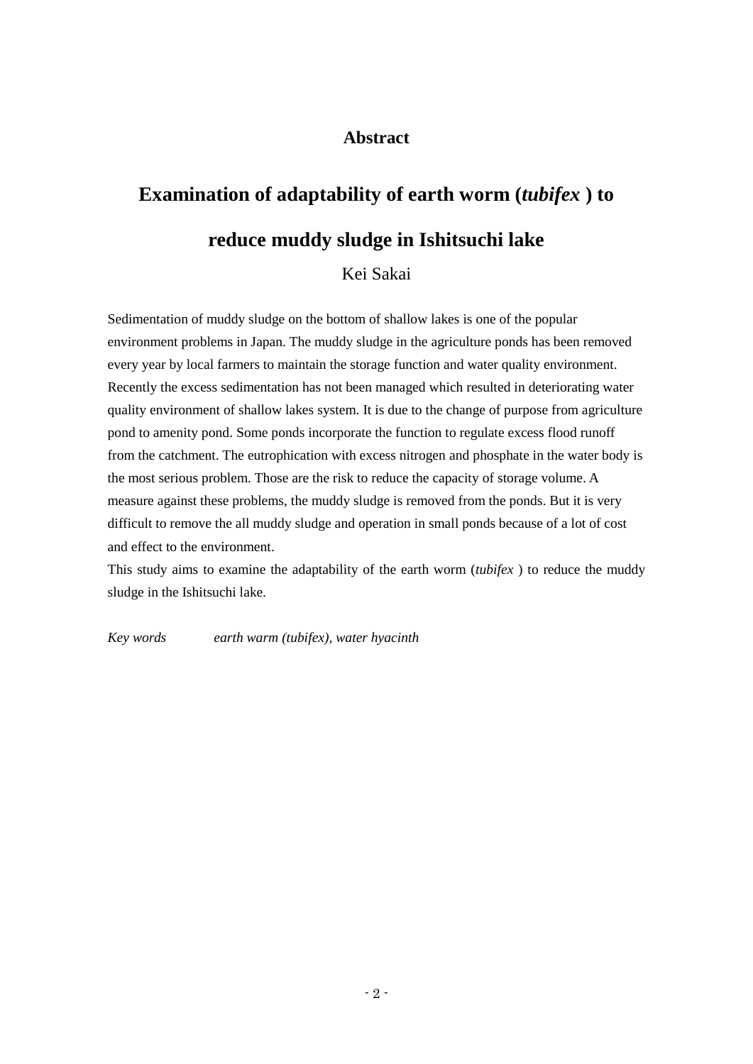## Abstract

# Examination of adaptability of earth worm (*tubifex* ) to reduce muddy sludge in Ishitsuchi lake

Kei Sakai

Sedimentation of muddy sludge on the bottom of shallow lakes is one of the popular environment problems in Japan. The muddy sludge in the agriculture ponds has been removed every year by local farmers to maintain the storage function and water quality environment. Recently the excess sedimentation has not been managed which resulted in deteriorating water quality environment of shallow lakes system. It is due to the change of purpose from agriculture pond to amenity pond. Some ponds incorporate the function to regulate excess flood runoff from the catchment. The eutrophication with excess nitrogen and phosphate in the water body is the most serious problem. Those are the risk to reduce the capacity of storage volume. A measure against these problems, the muddy sludge is removed from the ponds. But it is very difficult to remove the all muddy sludge and operation in small ponds because of a lot of cost and effect to the environment.

This study aims to examine the adaptability of the earth worm (*tubifex* ) to reduce the muddy sludge in the Ishitsuchi lake.

*Key words* *earth warm (tubifex), water hyacinth*